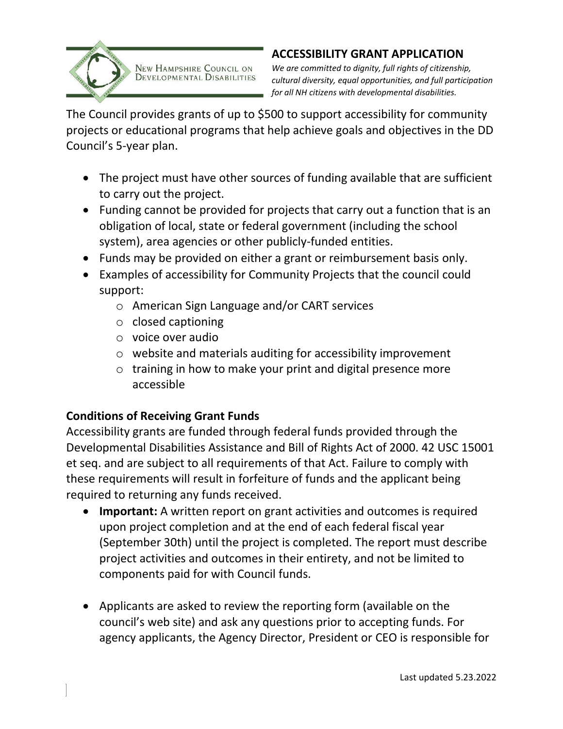New Hampshire Council on Developmental Disabilities

# ACCESSIBILITY GRANT APPLICATION

*We are committed to dignity, full rights of citizenship, cultural diversity, equal opportunities, and full participation for all NH citizens with developmental disabilities.*

The Council provides grants of up to $500 to support accessibility for community projects or educational programs that help achieve goals and objectives in the DD Council's 5-year plan.

- The project must have other sources of funding available that are sufficient to carry out the project.
- Funding cannot be provided for projects that carry out a function that is an obligation of local, state or federal government (including the school system), area agencies or other publicly-funded entities.
- Funds may be provided on either a grant or reimbursement basis only.
- Examples of accessibility for Community Projects that the council could support:
  - American Sign Language and/or CART services
  - closed captioning
  - voice over audio
  - website and materials auditing for accessibility improvement
  - training in how to make your print and digital presence more accessible

## Conditions of Receiving Grant Funds

Accessibility grants are funded through federal funds provided through the Developmental Disabilities Assistance and Bill of Rights Act of 2000. 42 USC 15001 et seq. and are subject to all requirements of that Act. Failure to comply with these requirements will result in forfeiture of funds and the applicant being required to returning any funds received.

- **Important:** A written report on grant activities and outcomes is required upon project completion and at the end of each federal fiscal year (September 30th) until the project is completed. The report must describe project activities and outcomes in their entirety, and not be limited to components paid for with Council funds.

- Applicants are asked to review the reporting form (available on the council's web site) and ask any questions prior to accepting funds. For agency applicants, the Agency Director, President or CEO is responsible for

Last updated 5.23.2022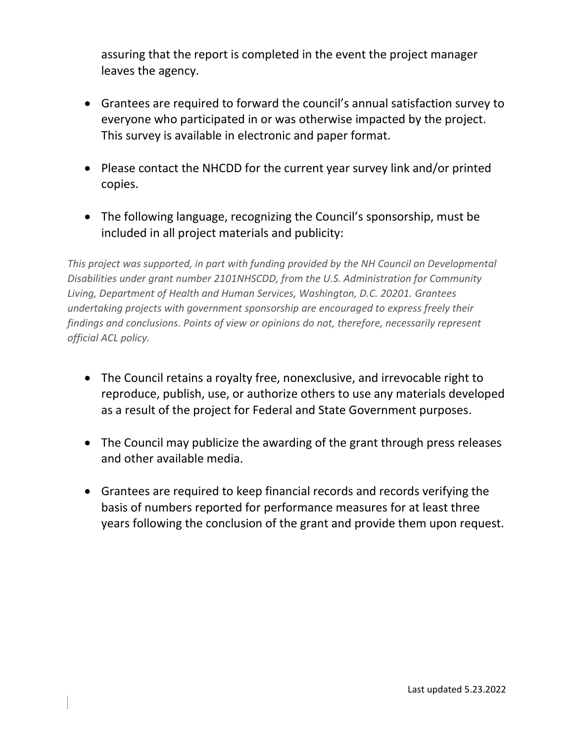assuring that the report is completed in the event the project manager leaves the agency.

- Grantees are required to forward the council's annual satisfaction survey to everyone who participated in or was otherwise impacted by the project. This survey is available in electronic and paper format.

- Please contact the NHCDD for the current year survey link and/or printed copies.

- The following language, recognizing the Council's sponsorship, must be included in all project materials and publicity:

*This project was supported, in part with funding provided by the NH Council on Developmental Disabilities under grant number 2101NHSCDD, from the U.S. Administration for Community Living, Department of Health and Human Services, Washington, D.C. 20201. Grantees undertaking projects with government sponsorship are encouraged to express freely their findings and conclusions. Points of view or opinions do not, therefore, necessarily represent official ACL policy.*

- The Council retains a royalty free, nonexclusive, and irrevocable right to reproduce, publish, use, or authorize others to use any materials developed as a result of the project for Federal and State Government purposes.

- The Council may publicize the awarding of the grant through press releases and other available media.

- Grantees are required to keep financial records and records verifying the basis of numbers reported for performance measures for at least three years following the conclusion of the grant and provide them upon request.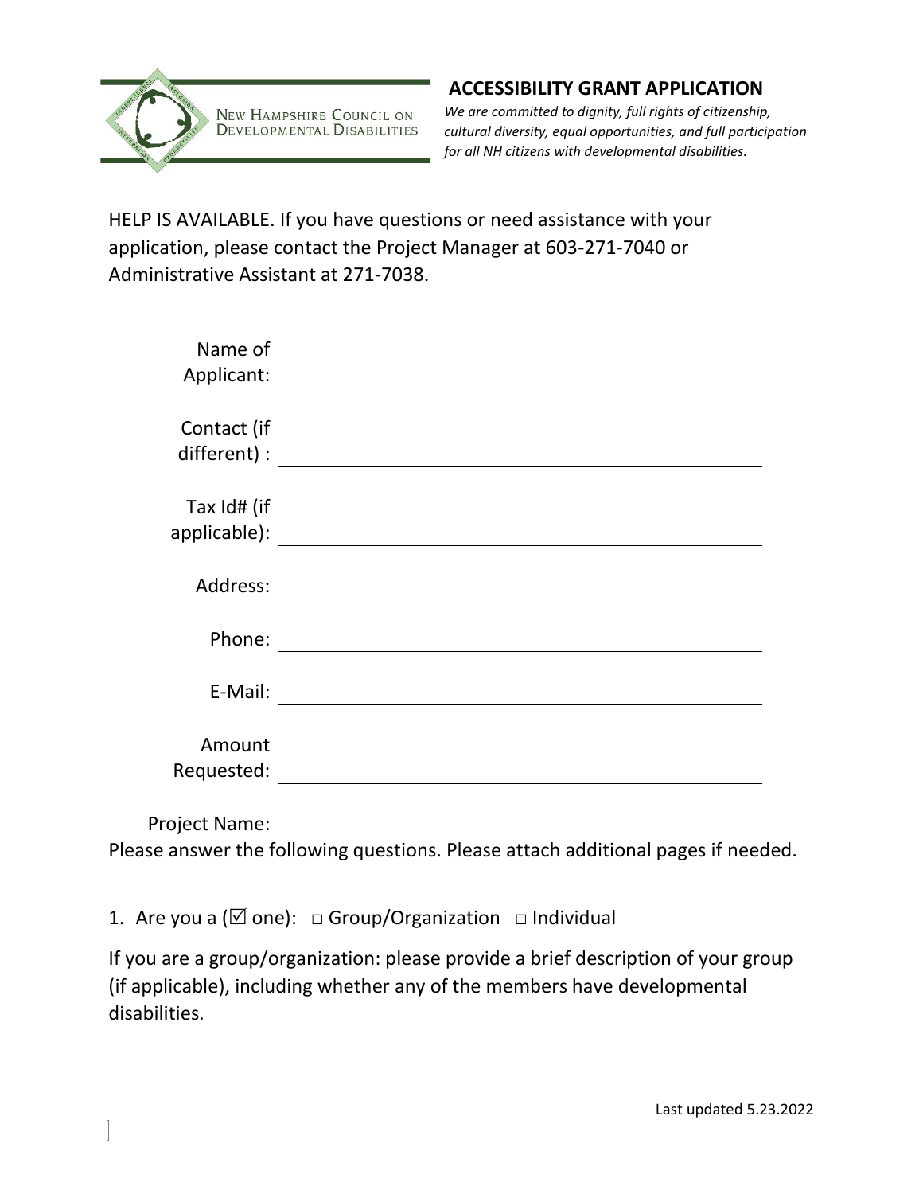NEW HAMPSHIRE COUNCIL ON DEVELOPMENTAL DISABILITIES

## ACCESSIBILITY GRANT APPLICATION

*We are committed to dignity, full rights of citizenship, cultural diversity, equal opportunities, and full participation for all NH citizens with developmental disabilities.*

HELP IS AVAILABLE. If you have questions or need assistance with your application, please contact the Project Manager at 603-271-7040 or Administrative Assistant at 271-7038.

Name of Applicant: ______________________________

Contact (if different) : ______________________________

Tax Id# (if applicable): ______________________________

Address: ______________________________

Phone: ______________________________

E-Mail: ______________________________

Amount Requested: ______________________________

Project Name: ______________________________

Please answer the following questions. Please attach additional pages if needed.

1. Are you a (☑ one): □ Group/Organization □ Individual

If you are a group/organization: please provide a brief description of your group (if applicable), including whether any of the members have developmental disabilities.

Last updated 5.23.2022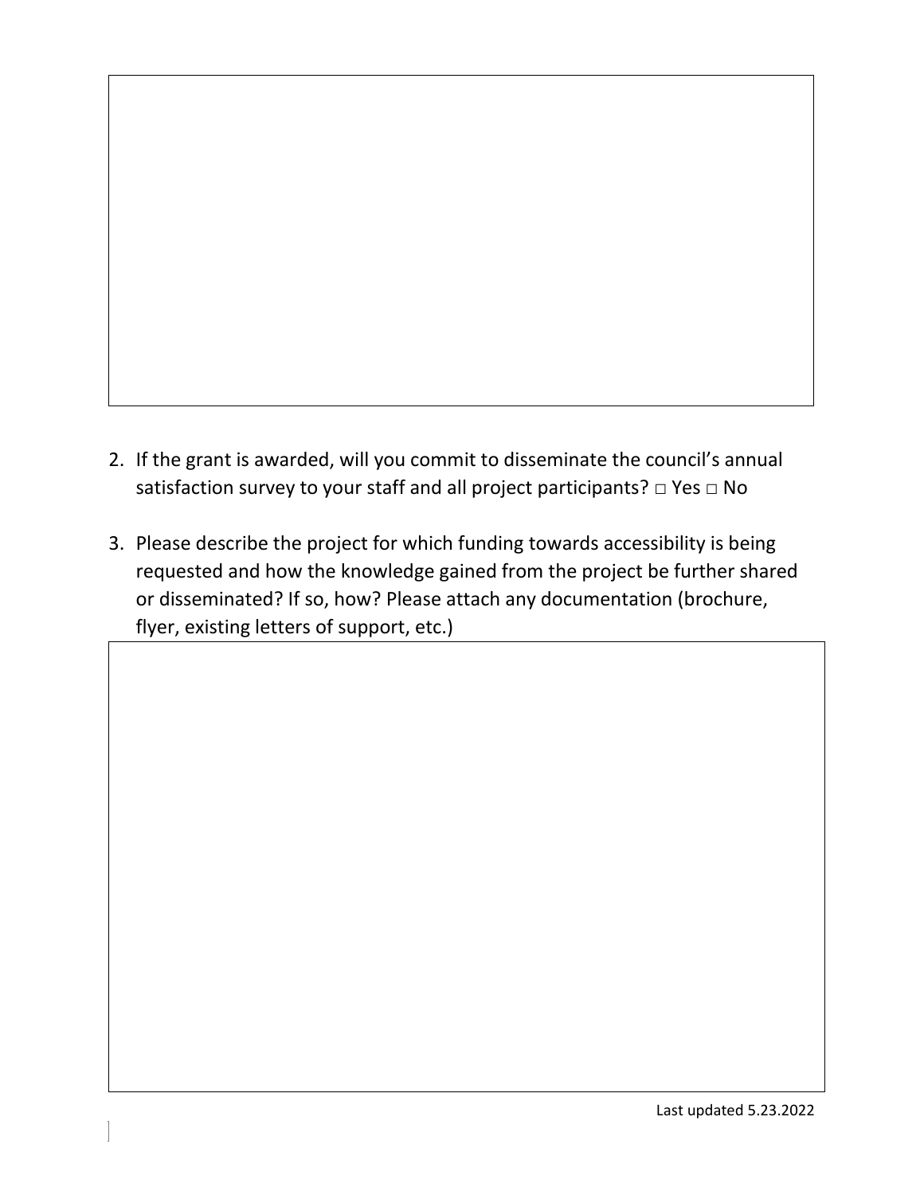2. If the grant is awarded, will you commit to disseminate the council's annual satisfaction survey to your staff and all project participants? □ Yes □ No

3. Please describe the project for which funding towards accessibility is being requested and how the knowledge gained from the project be further shared or disseminated? If so, how? Please attach any documentation (brochure, flyer, existing letters of support, etc.)

Last updated 5.23.2022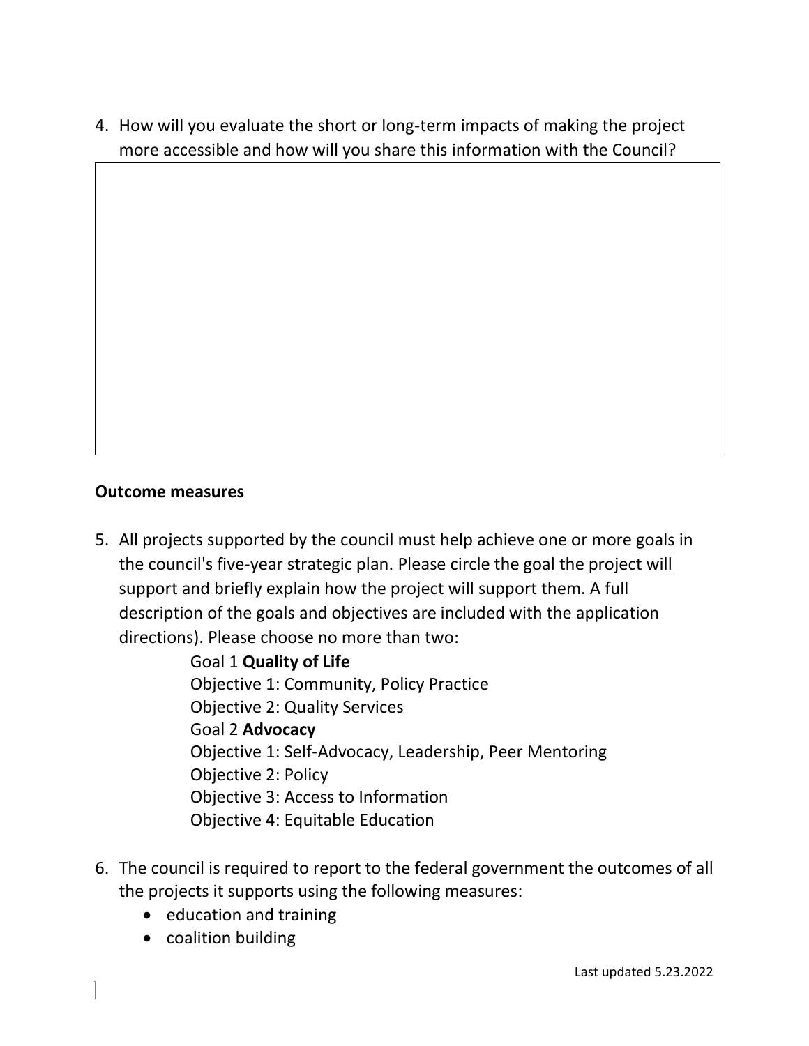4. How will you evaluate the short or long-term impacts of making the project more accessible and how will you share this information with the Council?

**Outcome measures**

5. All projects supported by the council must help achieve one or more goals in the council's five-year strategic plan. Please circle the goal the project will support and briefly explain how the project will support them. A full description of the goals and objectives are included with the application directions). Please choose no more than two:

   Goal 1 **Quality of Life**
   Objective 1: Community, Policy Practice
   Objective 2: Quality Services
   Goal 2 **Advocacy**
   Objective 1: Self-Advocacy, Leadership, Peer Mentoring
   Objective 2: Policy
   Objective 3: Access to Information
   Objective 4: Equitable Education

6. The council is required to report to the federal government the outcomes of all the projects it supports using the following measures:
   - education and training
   - coalition building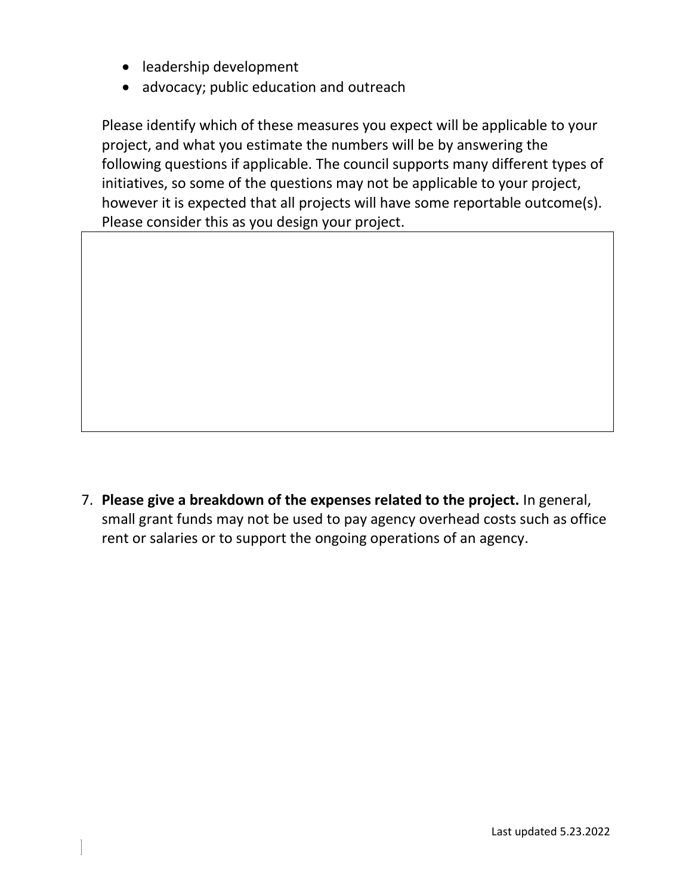- leadership development
- advocacy; public education and outreach

Please identify which of these measures you expect will be applicable to your project, and what you estimate the numbers will be by answering the following questions if applicable. The council supports many different types of initiatives, so some of the questions may not be applicable to your project, however it is expected that all projects will have some reportable outcome(s). Please consider this as you design your project.

| |
|---|
| |

7. **Please give a breakdown of the expenses related to the project.** In general, small grant funds may not be used to pay agency overhead costs such as office rent or salaries or to support the ongoing operations of an agency.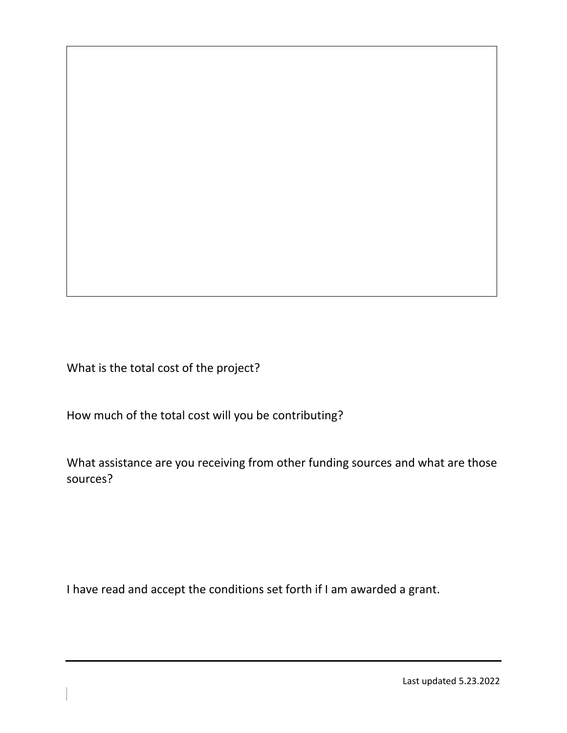What is the total cost of the project?

How much of the total cost will you be contributing?

What assistance are you receiving from other funding sources and what are those sources?

I have read and accept the conditions set forth if I am awarded a grant.

Last updated 5.23.2022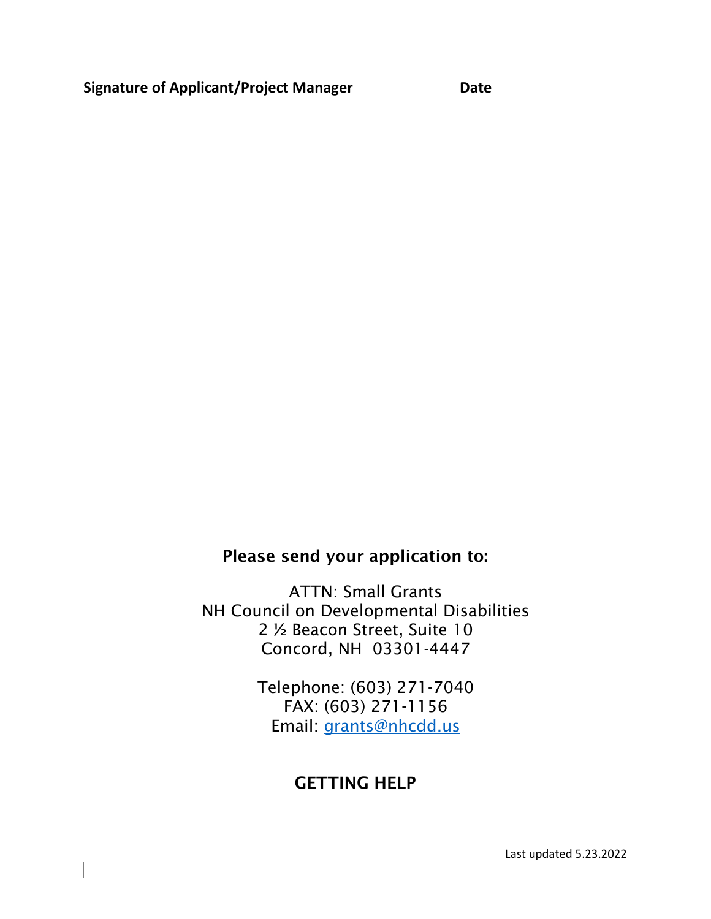**Signature of Applicant/Project Manager** **Date**

## Please send your application to:

ATTN: Small Grants
NH Council on Developmental Disabilities
2 ½ Beacon Street, Suite 10
Concord, NH 03301-4447

Telephone: (603) 271-7040
FAX: (603) 271-1156
Email: grants@nhcdd.us

## GETTING HELP

Last updated 5.23.2022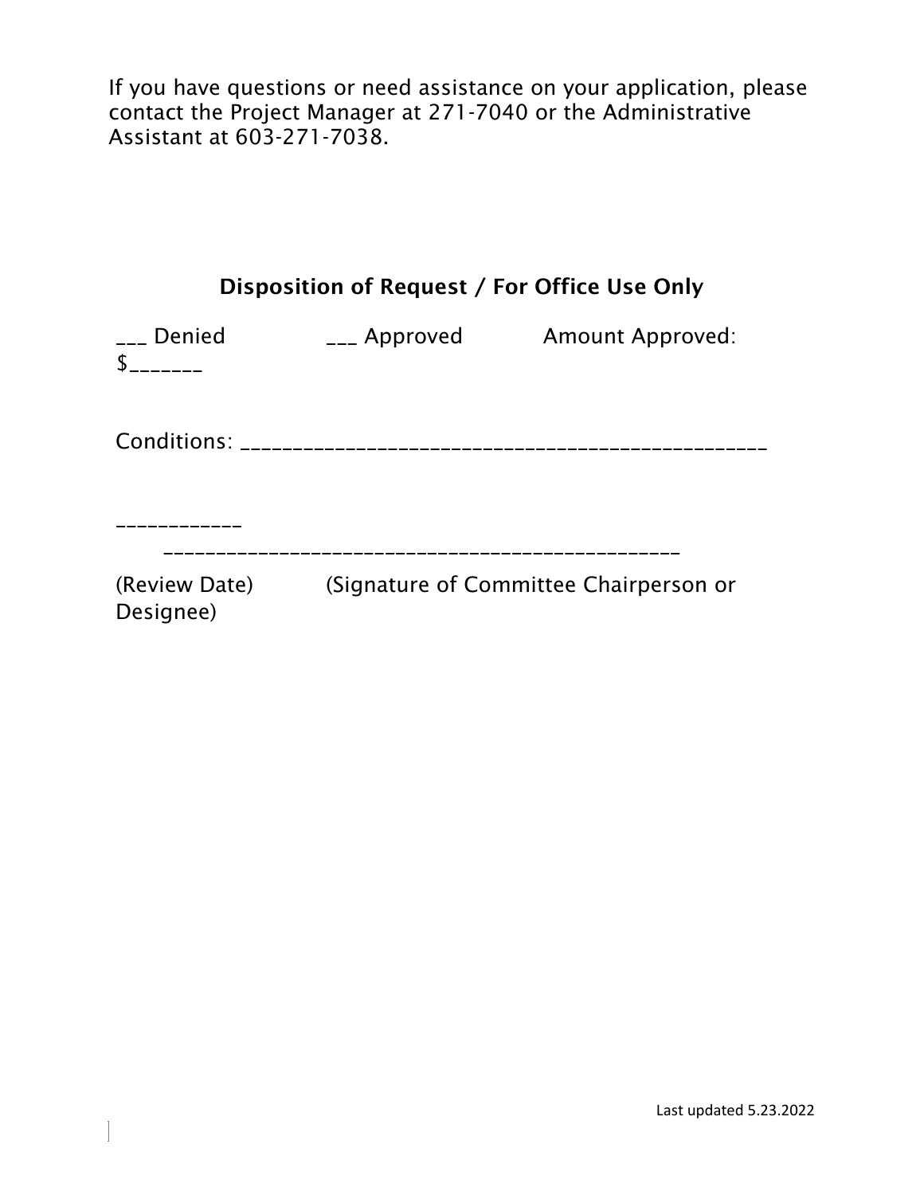If you have questions or need assistance on your application, please contact the Project Manager at 271-7040 or the Administrative Assistant at 603-271-7038.

**Disposition of Request / For Office Use Only**

___ Denied ___ Approved Amount Approved: $_______

Conditions: __________________________________________________

____________ _________________________________________________

(Review Date) (Signature of Committee Chairperson or Designee)

Last updated 5.23.2022